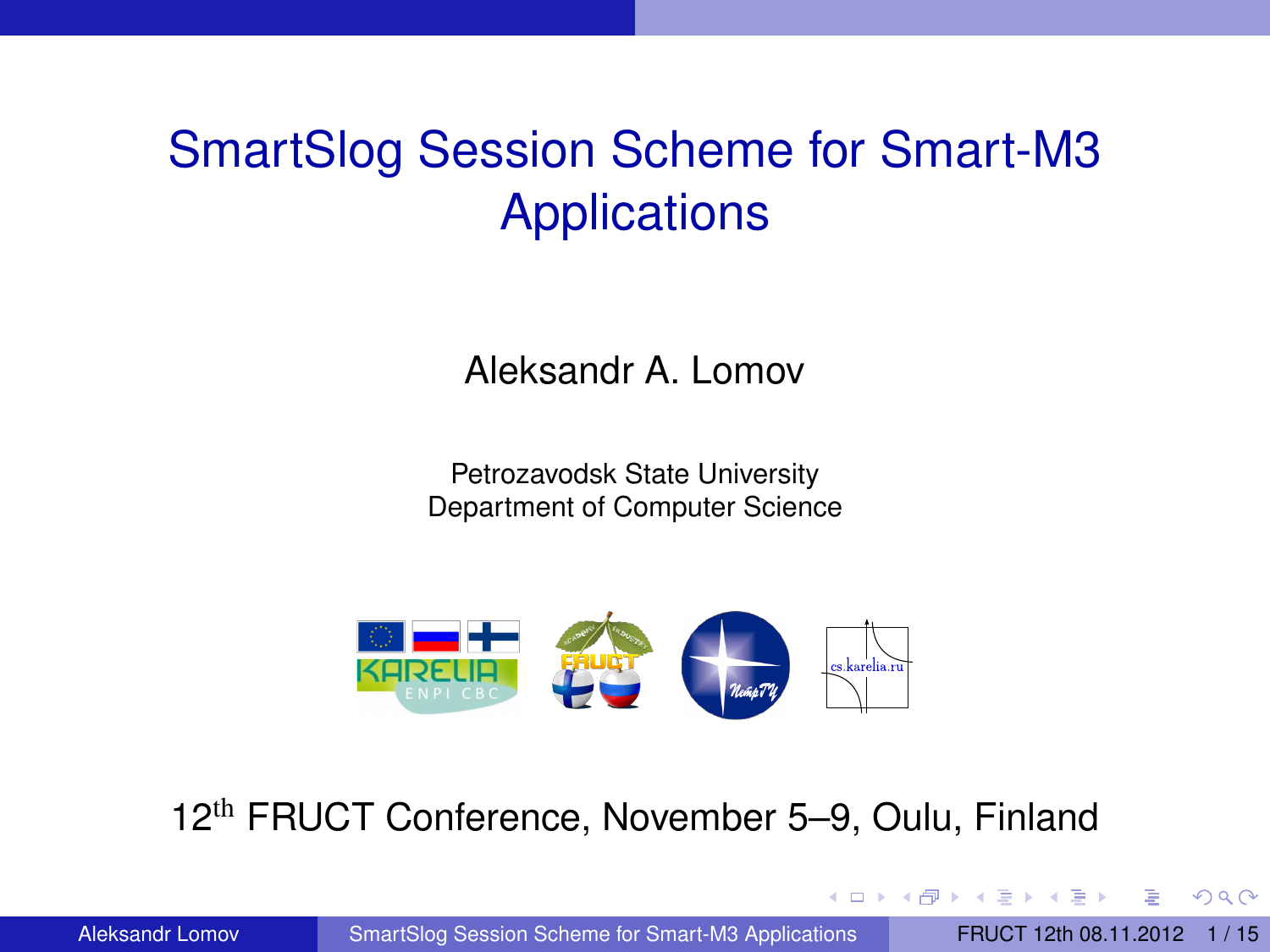# SmartSlog Session Scheme for Smart-M3 Applications

Aleksandr A. Lomov

Petrozavodsk State University
Department of Computer Science

12th FRUCT Conference, November 5–9, Oulu, Finland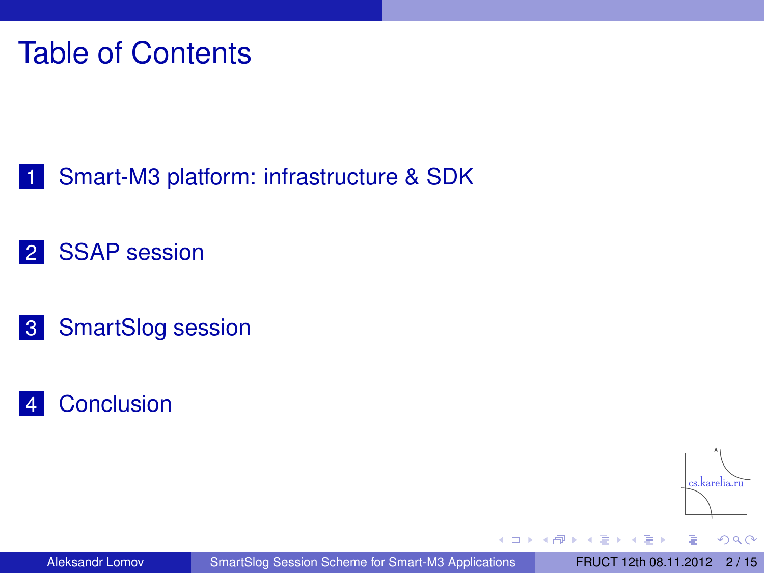# Table of Contents

1. Smart-M3 platform: infrastructure & SDK
2. SSAP session
3. SmartSlog session
4. Conclusion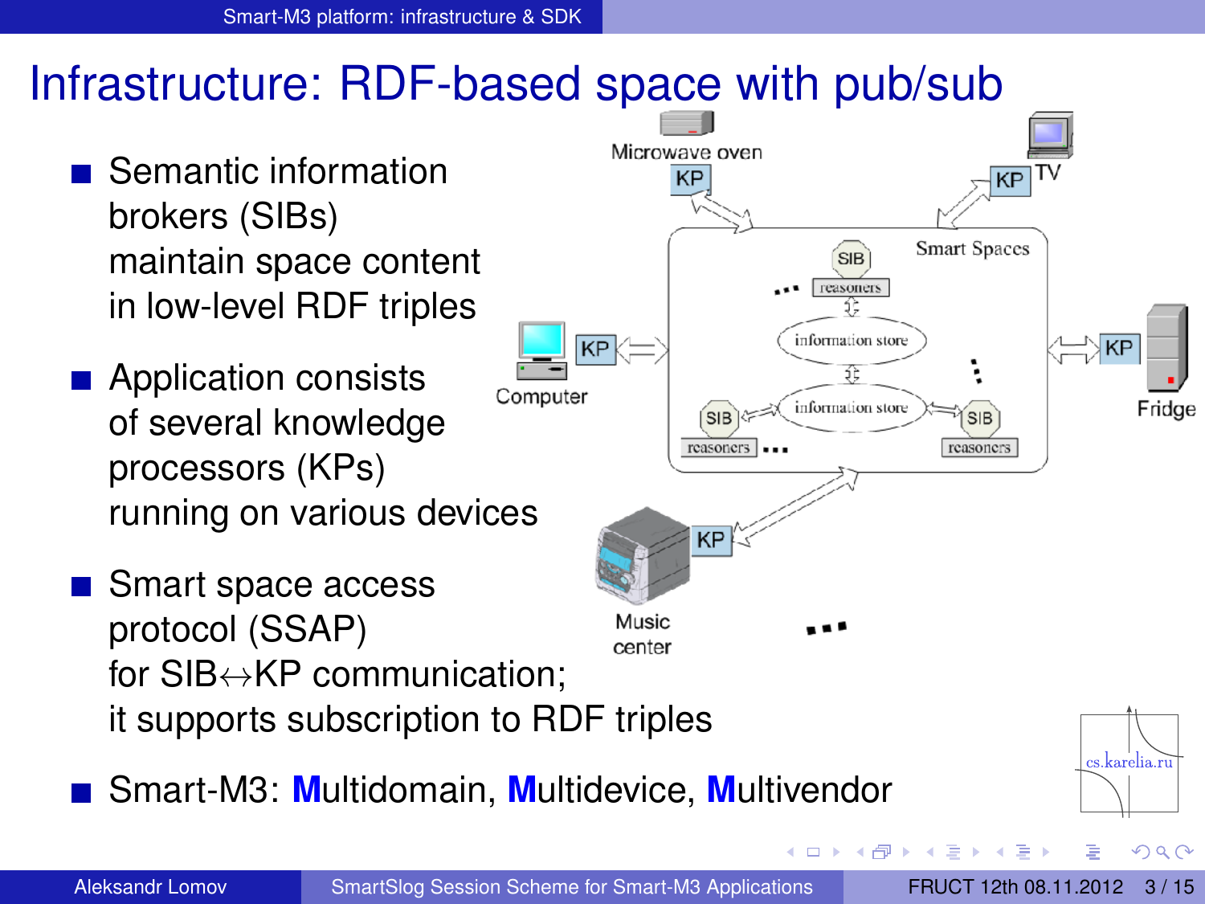# Infrastructure: RDF-based space with pub/sub

- Semantic information brokers (SIBs) maintain space content in low-level RDF triples
- Application consists of several knowledge processors (KPs) running on various devices
- Smart space access protocol (SSAP) for SIB↔KP communication; it supports subscription to RDF triples
- Smart-M3: **M**ultidomain, **M**ultidevice, **M**ultivendor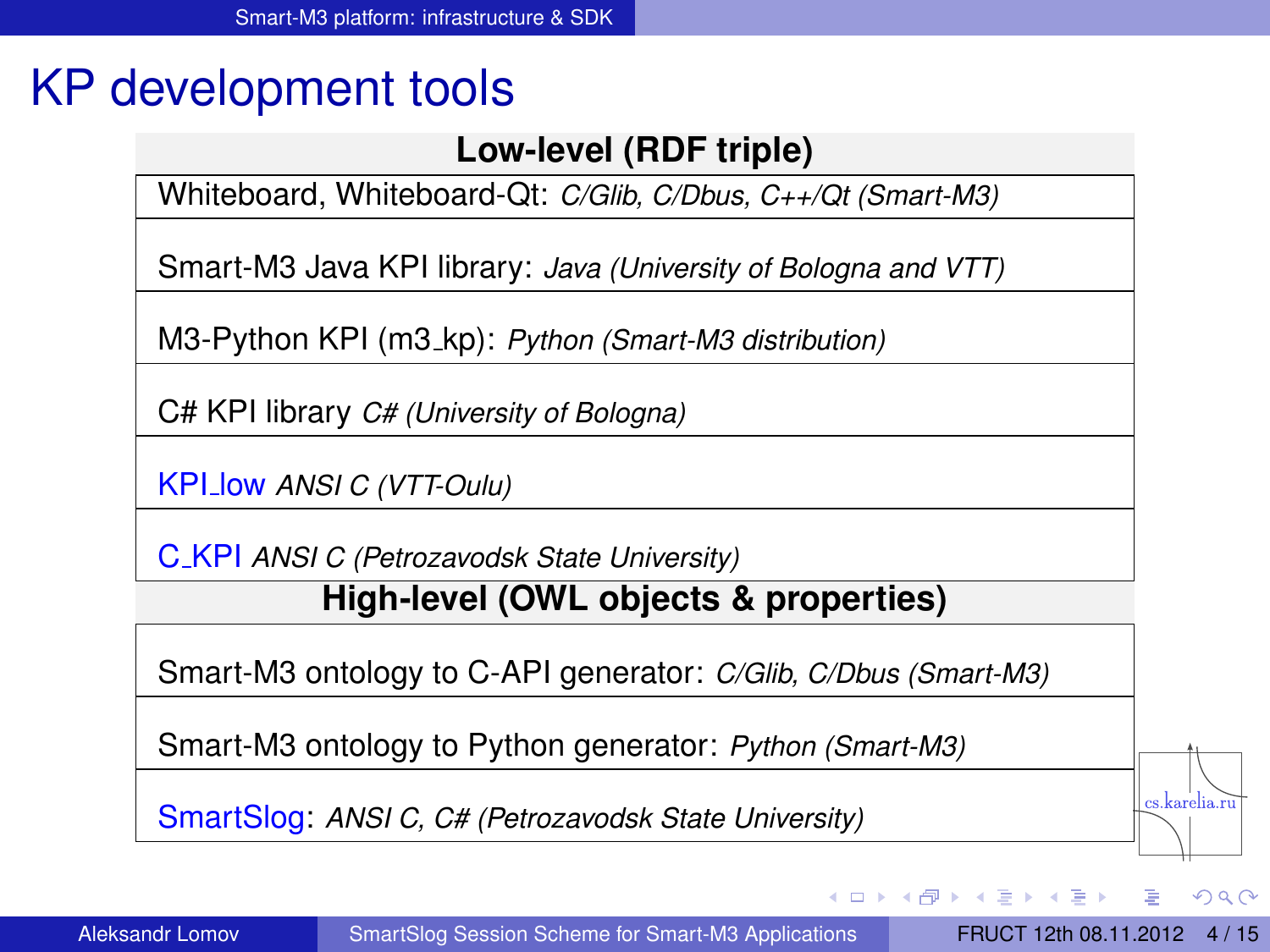# KP development tools

| **Low-level (RDF triple)** |
|---|
| Whiteboard, Whiteboard-Qt: *C/Glib, C/Dbus, C++/Qt (Smart-M3)* |
| Smart-M3 Java KPI library: *Java (University of Bologna and VTT)* |
| M3-Python KPI (m3_kp): *Python (Smart-M3 distribution)* |
| C# KPI library *C# (University of Bologna)* |
| KPI_low *ANSI C (VTT-Oulu)* |
| C_KPI *ANSI C (Petrozavodsk State University)* |
| **High-level (OWL objects & properties)** |
| Smart-M3 ontology to C-API generator: *C/Glib, C/Dbus (Smart-M3)* |
| Smart-M3 ontology to Python generator: *Python (Smart-M3)* |
| SmartSlog: *ANSI C, C# (Petrozavodsk State University)* |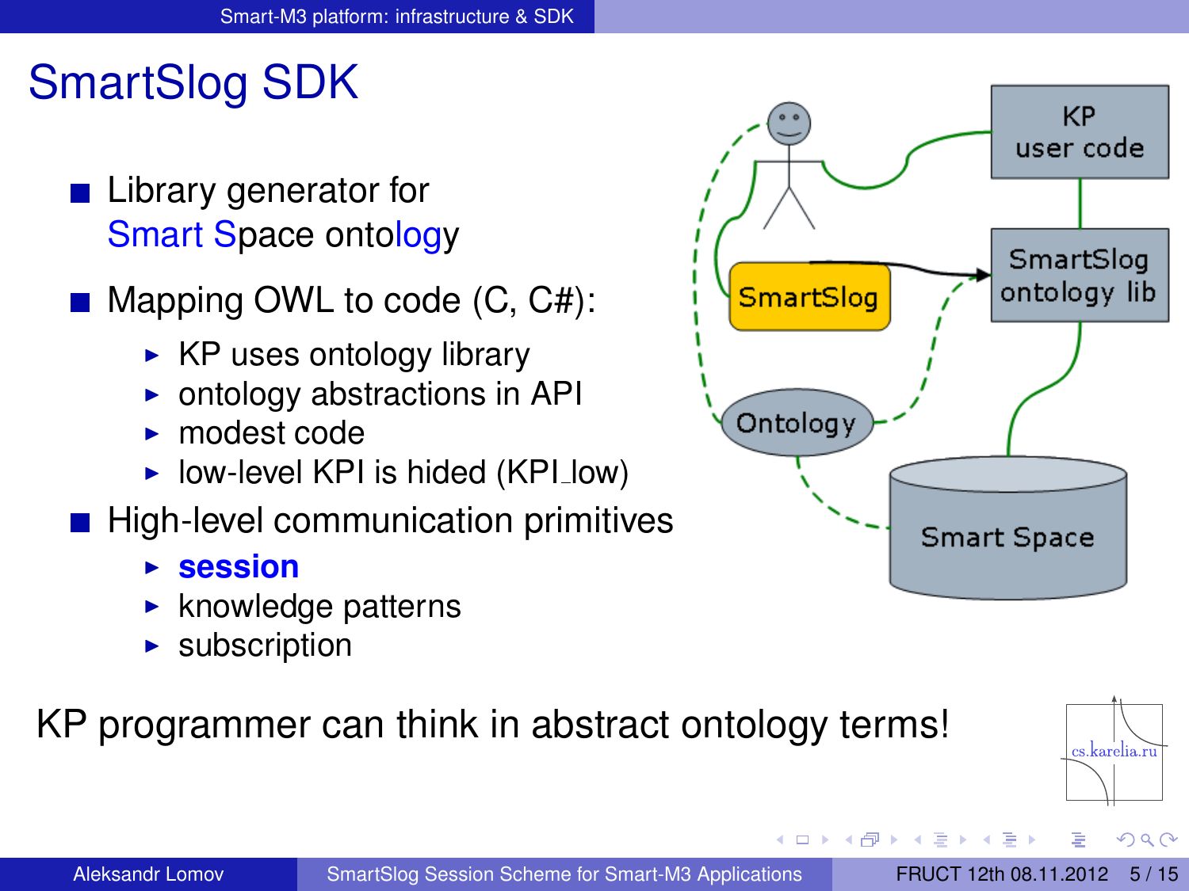# SmartSlog SDK

- Library generator for Smart Space ontology
- Mapping OWL to code (C, C#):
  - KP uses ontology library
  - ontology abstractions in API
  - modest code
  - low-level KPI is hided (KPI_low)
- High-level communication primitives
  - **session**
  - knowledge patterns
  - subscription

KP programmer can think in abstract ontology terms!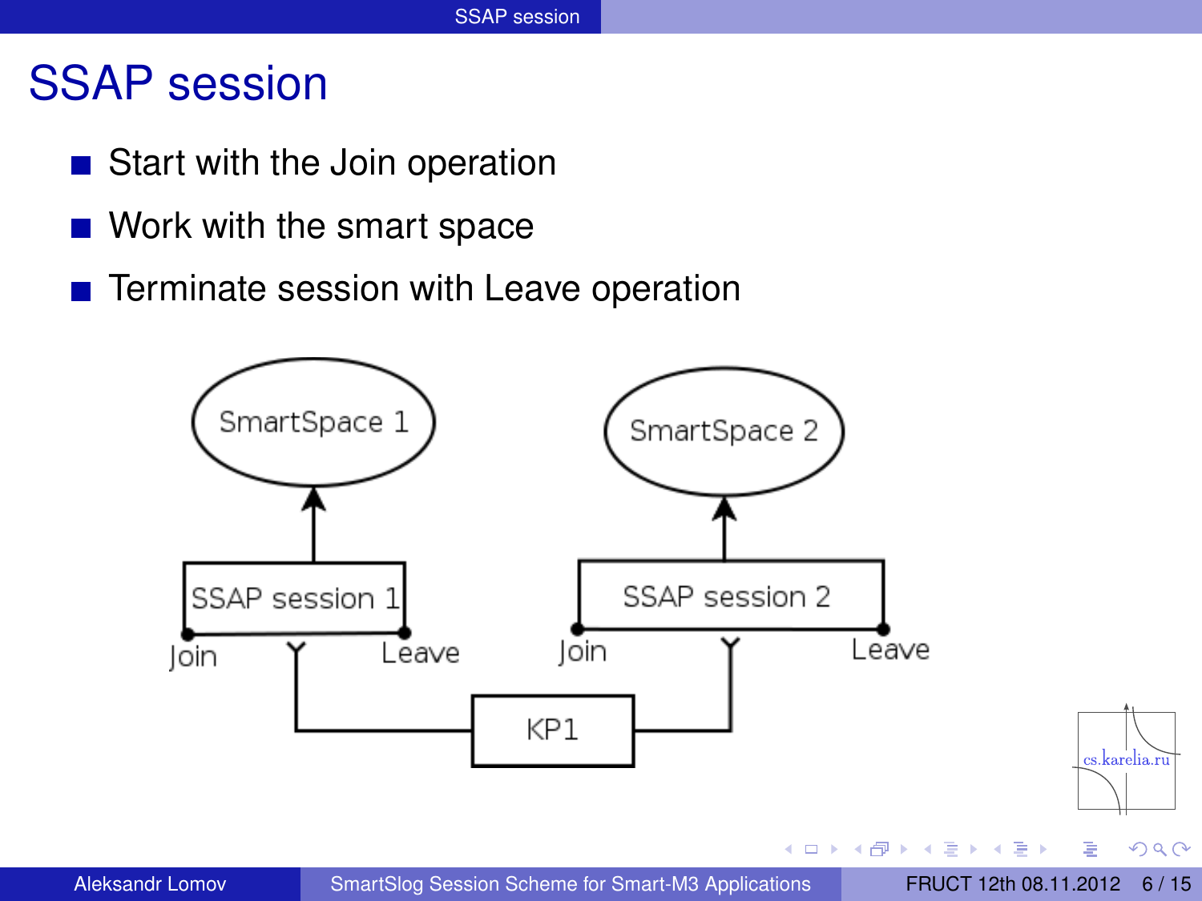# SSAP session

- Start with the Join operation
- Work with the smart space
- Terminate session with Leave operation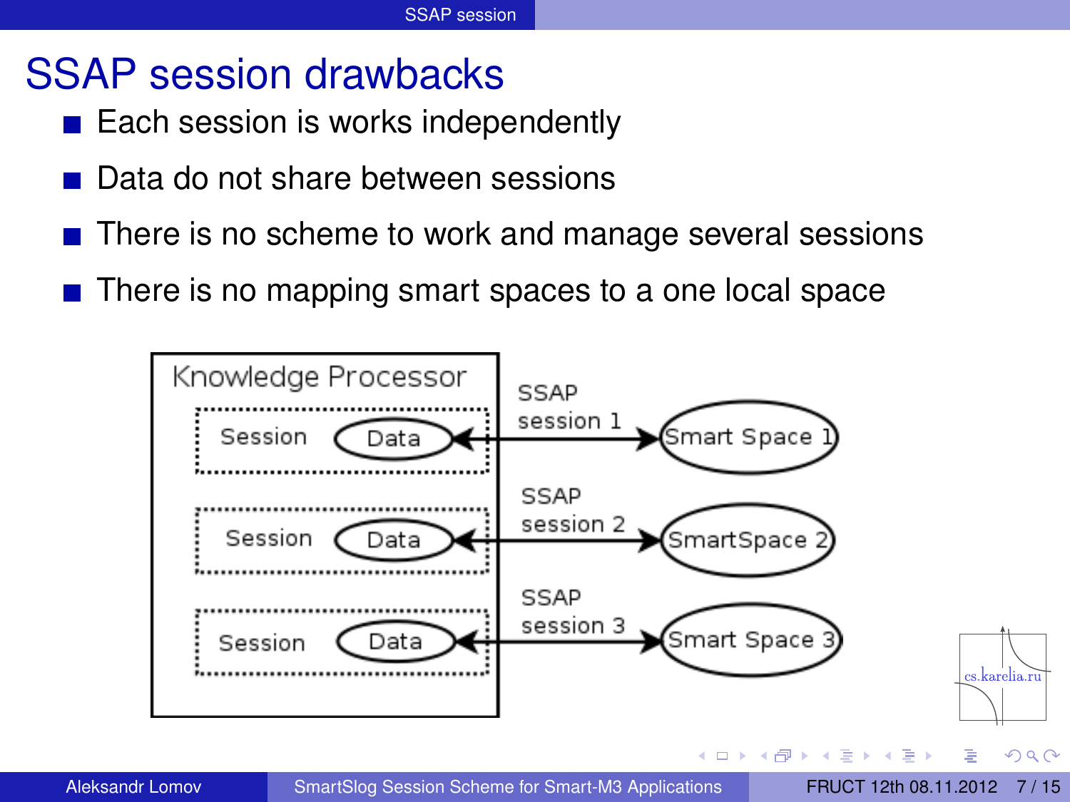# SSAP session drawbacks

- Each session is works independently
- Data do not share between sessions
- There is no scheme to work and manage several sessions
- There is no mapping smart spaces to a one local space

Knowledge Processor

Session Data — SSAP session 1 — Smart Space 1

Session Data — SSAP session 2 — SmartSpace 2

Session Data — SSAP session 3 — Smart Space 3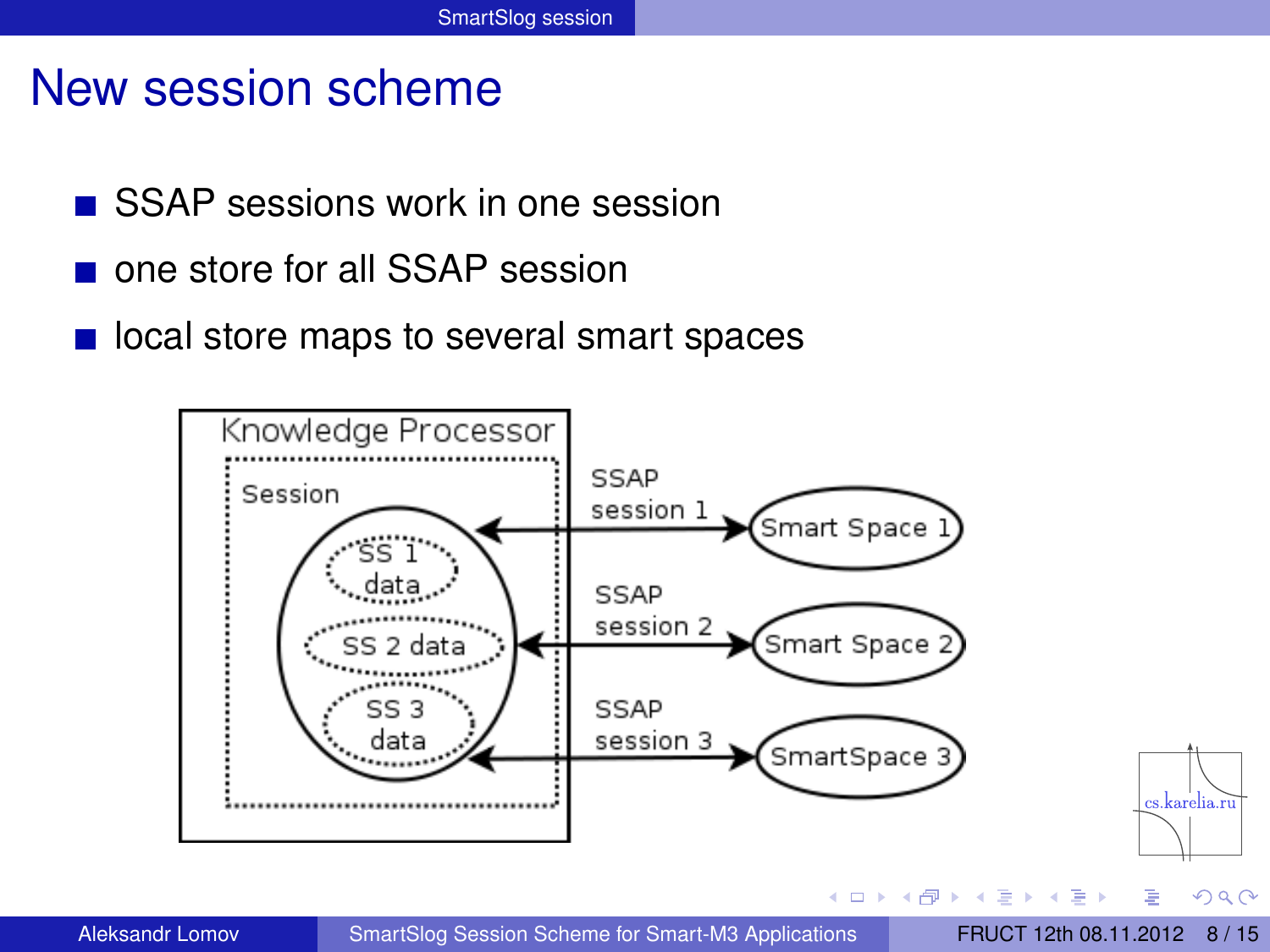# New session scheme

- SSAP sessions work in one session
- one store for all SSAP session
- local store maps to several smart spaces

Knowledge Processor

Session

SS 1 data

SS 2 data

SS 3 data

SSAP session 1

SSAP session 2

SSAP session 3

Smart Space 1

Smart Space 2

SmartSpace 3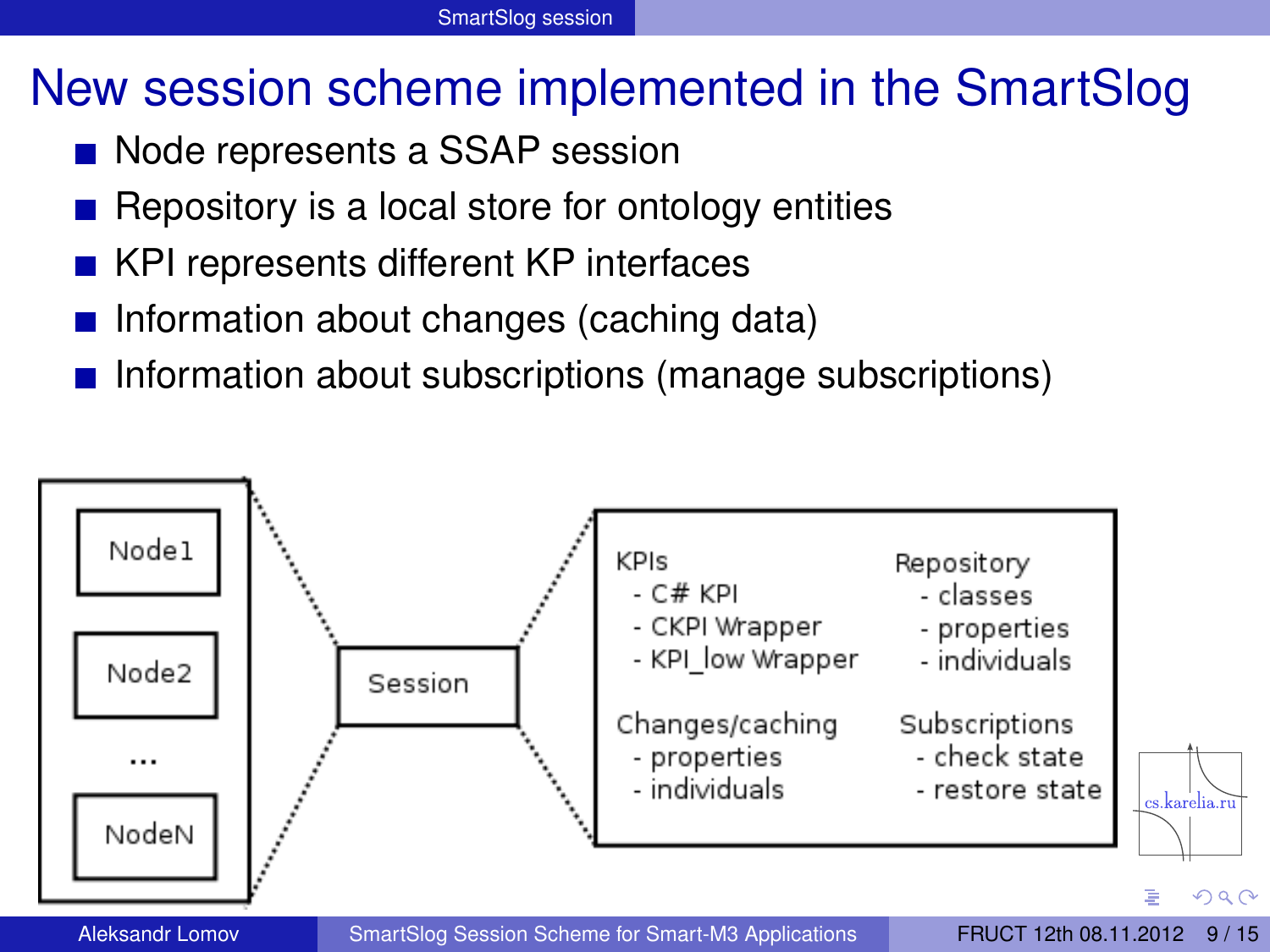# New session scheme implemented in the SmartSlog

- Node represents a SSAP session
- Repository is a local store for ontology entities
- KPI represents different KP interfaces
- Information about changes (caching data)
- Information about subscriptions (manage subscriptions)

Node1

Node2

...

NodeN

Session

KPIs
- C# KPI
- CKPI Wrapper
- KPI_low Wrapper

Repository
- classes
- properties
- individuals

Changes/caching
- properties
- individuals

Subscriptions
- check state
- restore state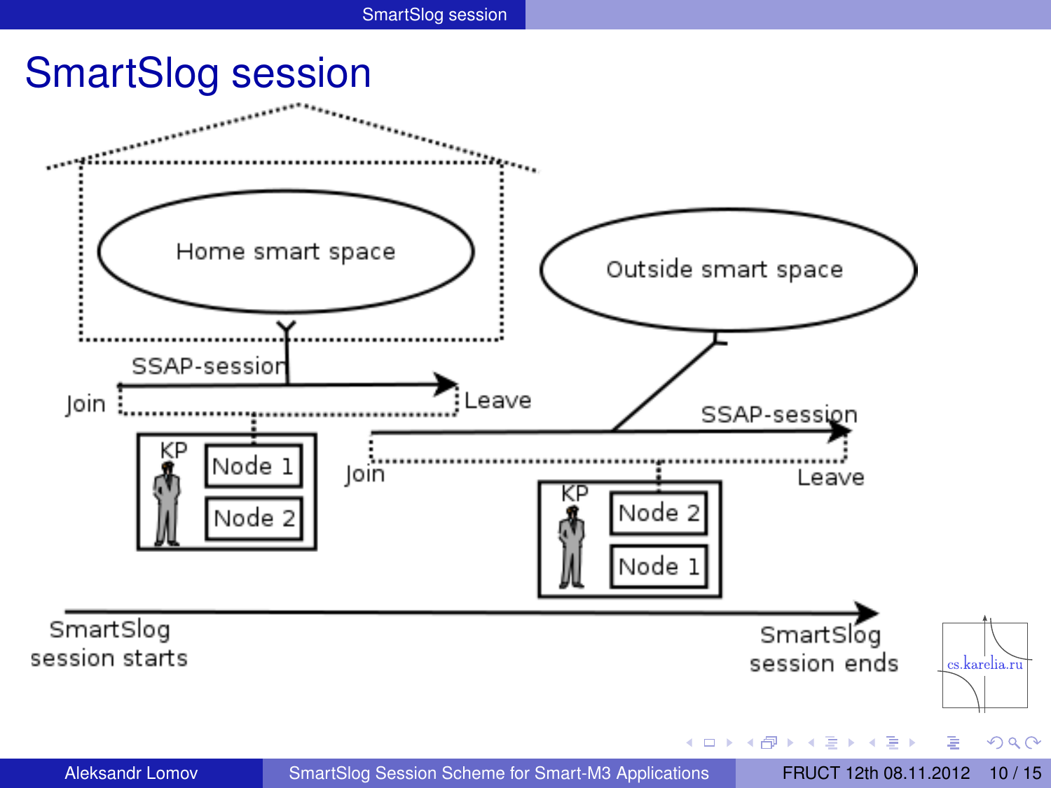# SmartSlog session

Home smart space

Outside smart space

SSAP-session

Join

Leave

KP

Node 1

Node 2

SSAP-session

Join

Leave

KP

Node 2

Node 1

SmartSlog session starts

SmartSlog session ends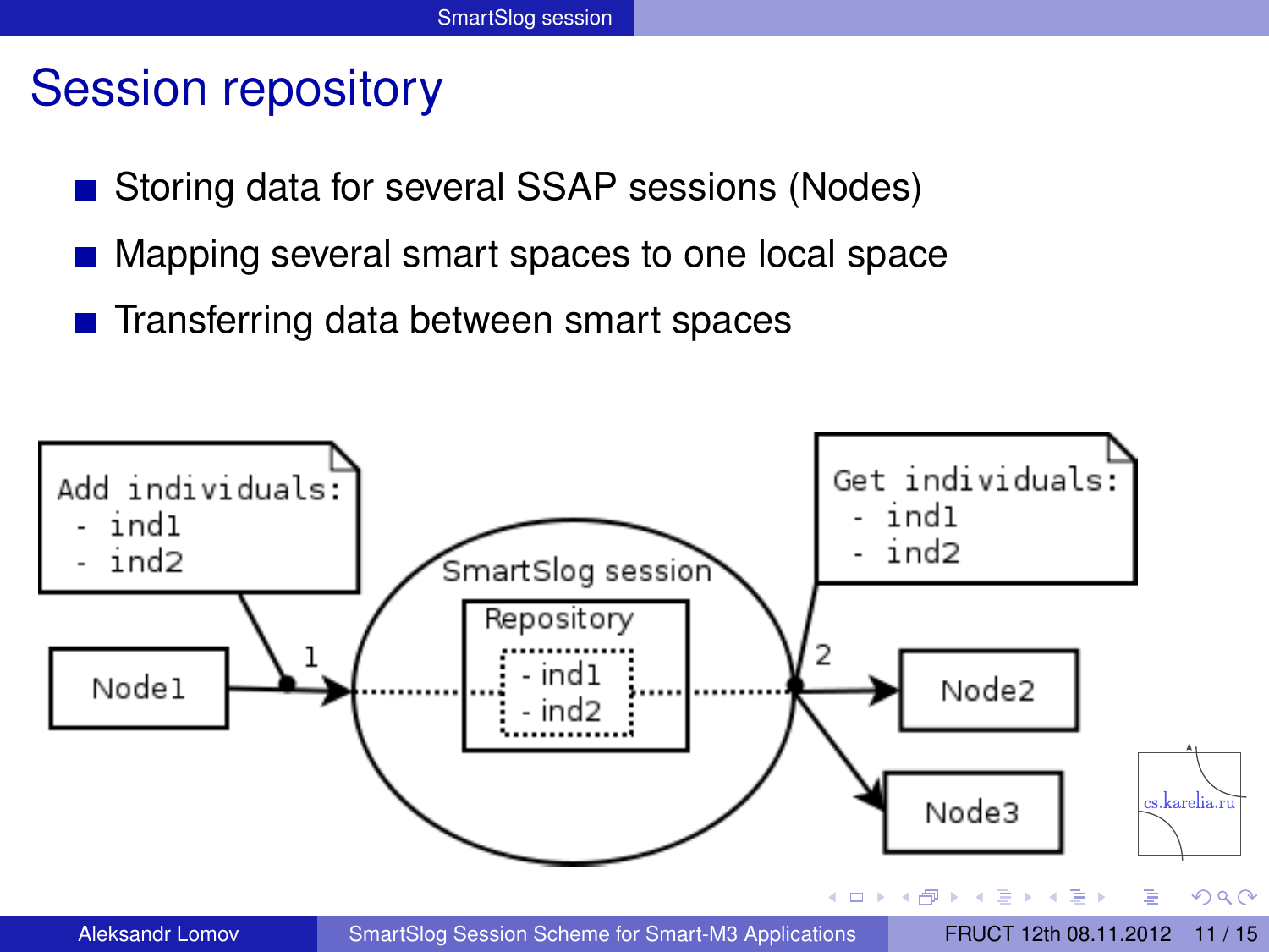# Session repository

- Storing data for several SSAP sessions (Nodes)
- Mapping several smart spaces to one local space
- Transferring data between smart spaces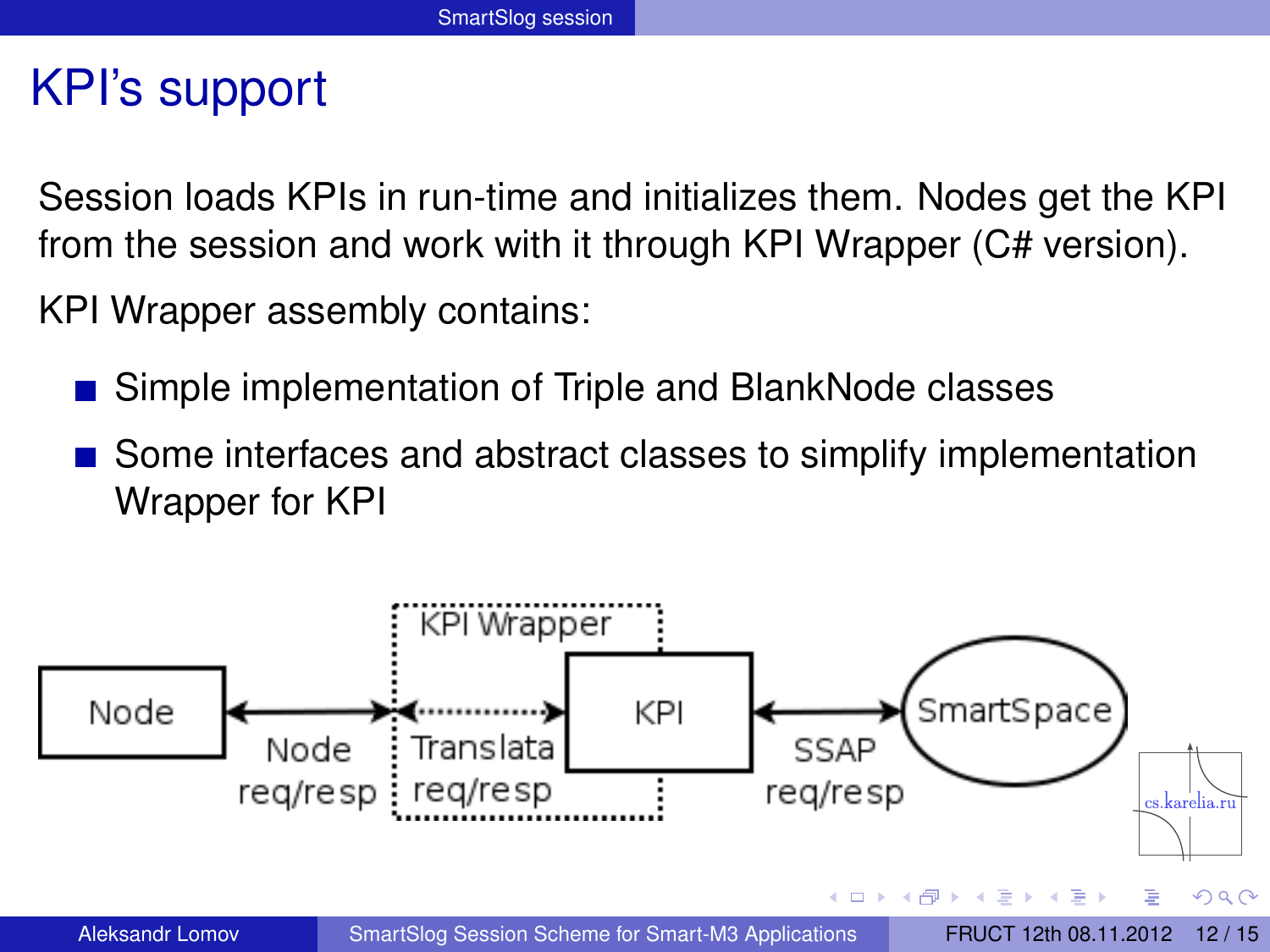# KPI's support

Session loads KPIs in run-time and initializes them. Nodes get the KPI from the session and work with it through KPI Wrapper (C# version).

KPI Wrapper assembly contains:

- Simple implementation of Triple and BlankNode classes
- Some interfaces and abstract classes to simplify implementation Wrapper for KPI

Node ⟷ (Node req/resp) ⟷ KPI Wrapper [Translata req/resp ⟷ KPI] ⟷ (SSAP req/resp) ⟷ SmartSpace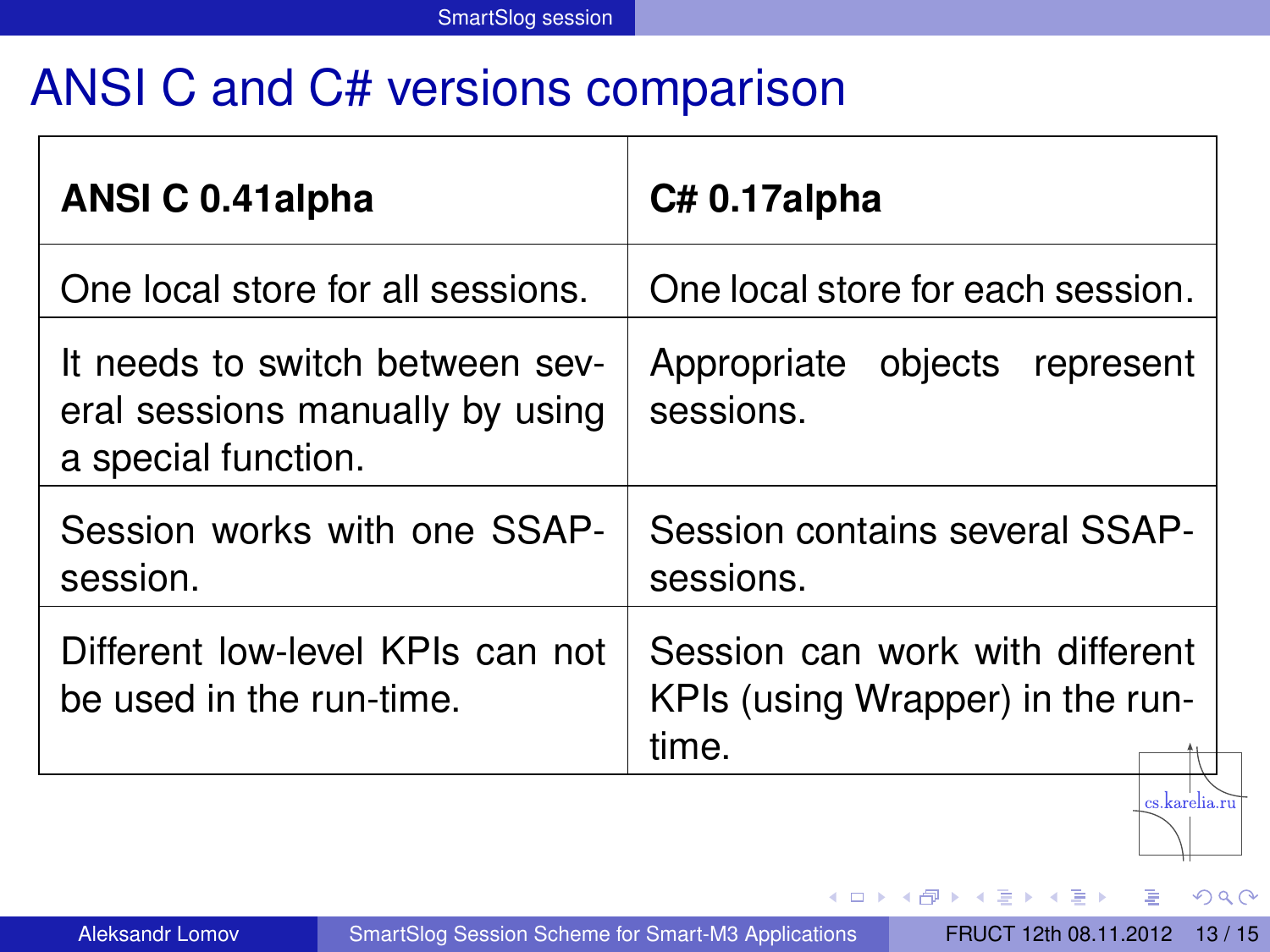# ANSI C and C# versions comparison

| **ANSI C 0.41alpha** | **C# 0.17alpha** |
| --- | --- |
| One local store for all sessions. | One local store for each session. |
| It needs to switch between several sessions manually by using a special function. | Appropriate objects represent sessions. |
| Session works with one SSAP-session. | Session contains several SSAP-sessions. |
| Different low-level KPIs can not be used in the run-time. | Session can work with different KPIs (using Wrapper) in the run-time. |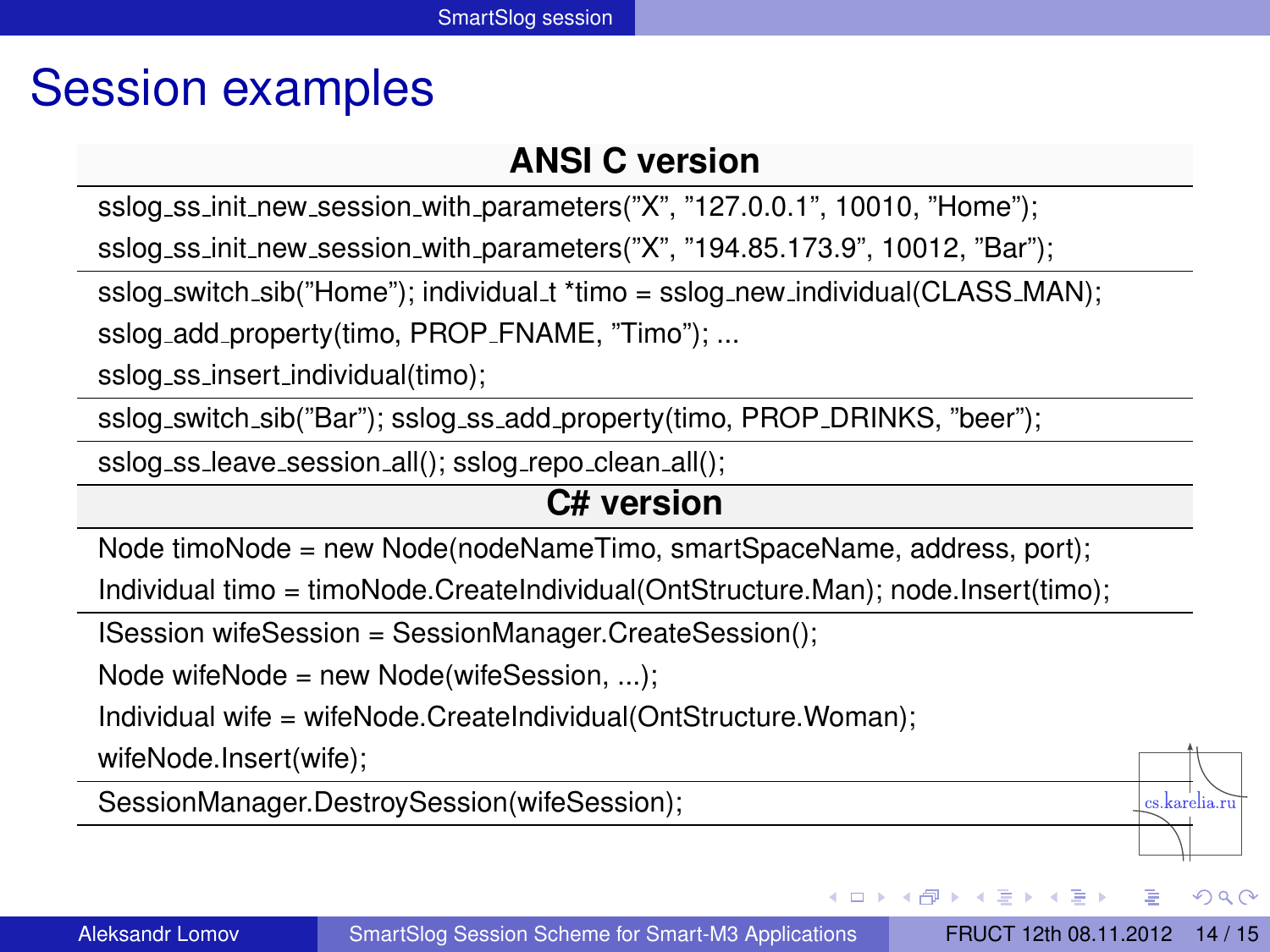# Session examples

**ANSI C version**

```
sslog_ss_init_new_session_with_parameters("X", "127.0.0.1", 10010, "Home");
sslog_ss_init_new_session_with_parameters("X", "194.85.173.9", 10012, "Bar");
```

```
sslog_switch_sib("Home"); individual_t *timo = sslog_new_individual(CLASS_MAN);
sslog_add_property(timo, PROP_FNAME, "Timo"); ...
sslog_ss_insert_individual(timo);
```

```
sslog_switch_sib("Bar"); sslog_ss_add_property(timo, PROP_DRINKS, "beer");
```

```
sslog_ss_leave_session_all(); sslog_repo_clean_all();
```

**C# version**

```
Node timoNode = new Node(nodeNameTimo, smartSpaceName, address, port);
Individual timo = timoNode.CreateIndividual(OntStructure.Man); node.Insert(timo);
```

```
ISession wifeSession = SessionManager.CreateSession();
Node wifeNode = new Node(wifeSession, ...);
Individual wife = wifeNode.CreateIndividual(OntStructure.Woman);
wifeNode.Insert(wife);
```

```
SessionManager.DestroySession(wifeSession);
```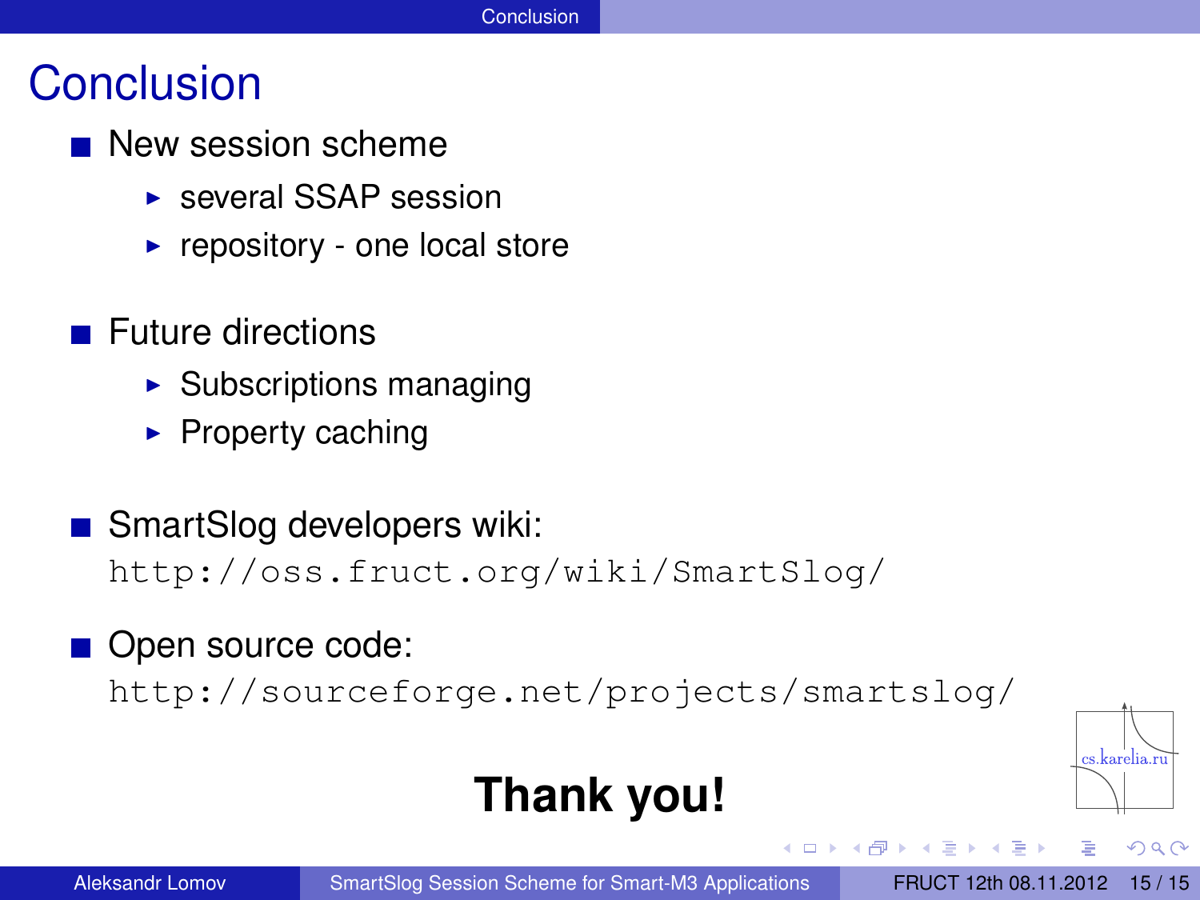# Conclusion

- New session scheme
  - several SSAP session
  - repository - one local store
- Future directions
  - Subscriptions managing
  - Property caching
- SmartSlog developers wiki:
  `http://oss.fruct.org/wiki/SmartSlog/`
- Open source code:
  `http://sourceforge.net/projects/smartslog/`

**Thank you!**